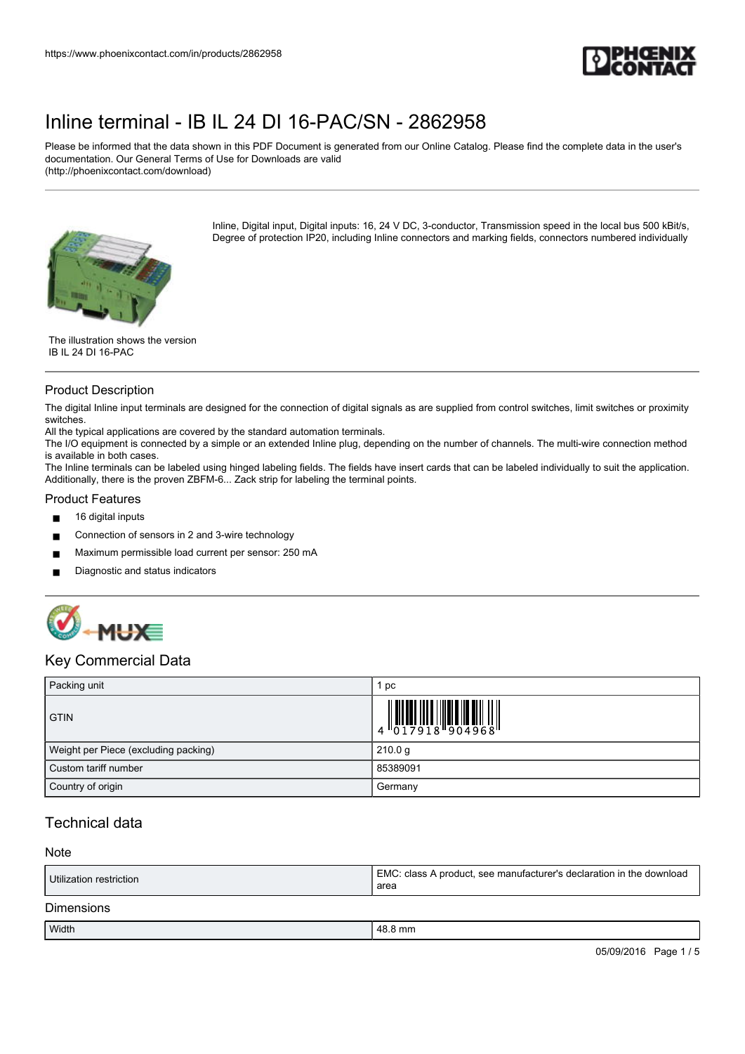# Inline terminal - IB IL 24 DI 16-PAC/SN - 2862958

Please be informed that the data shown in this PDF Document is generated from our Online Catalog. Please find the complete data in the user's documentation. Our General Terms of Use for Downloads are valid (http://phoenixcontact.com/download)

Inline, Digital input, Digital inputs: 16, 24 V DC, 3-conductor, Transmission speed in the local bus 500 kBit/s, Degree of protection IP20, including Inline connectors and marking fields, connectors numbered individually

The illustration shows the version IB IL 24 DI 16-PAC

## Product Description

The digital Inline input terminals are designed for the connection of digital signals as are supplied from control switches, limit switches or proximity switches.
All the typical applications are covered by the standard automation terminals.
The I/O equipment is connected by a simple or an extended Inline plug, depending on the number of channels. The multi-wire connection method is available in both cases.
The Inline terminals can be labeled using hinged labeling fields. The fields have insert cards that can be labeled individually to suit the application. Additionally, there is the proven ZBFM-6... Zack strip for labeling the terminal points.

## Product Features

- 16 digital inputs
- Connection in sensors in 2 and 3-wire technology
- Maximum permissible load current per sensor: 250 mA
- Diagnostic and status indicators

## Key Commercial Data

| Packing unit | 1 pc |
|---|---|
| GTIN | 4 017918 904968 |
| Weight per Piece (excluding packing) | 210.0 g |
| Custom tariff number | 85389091 |
| Country of origin | Germany |

## Technical data

### Note

| Utilization restriction | EMC: class A product, see manufacturer's declaration in the download area |
|---|---|

### Dimensions

| Width | 48.8 mm |
|---|---|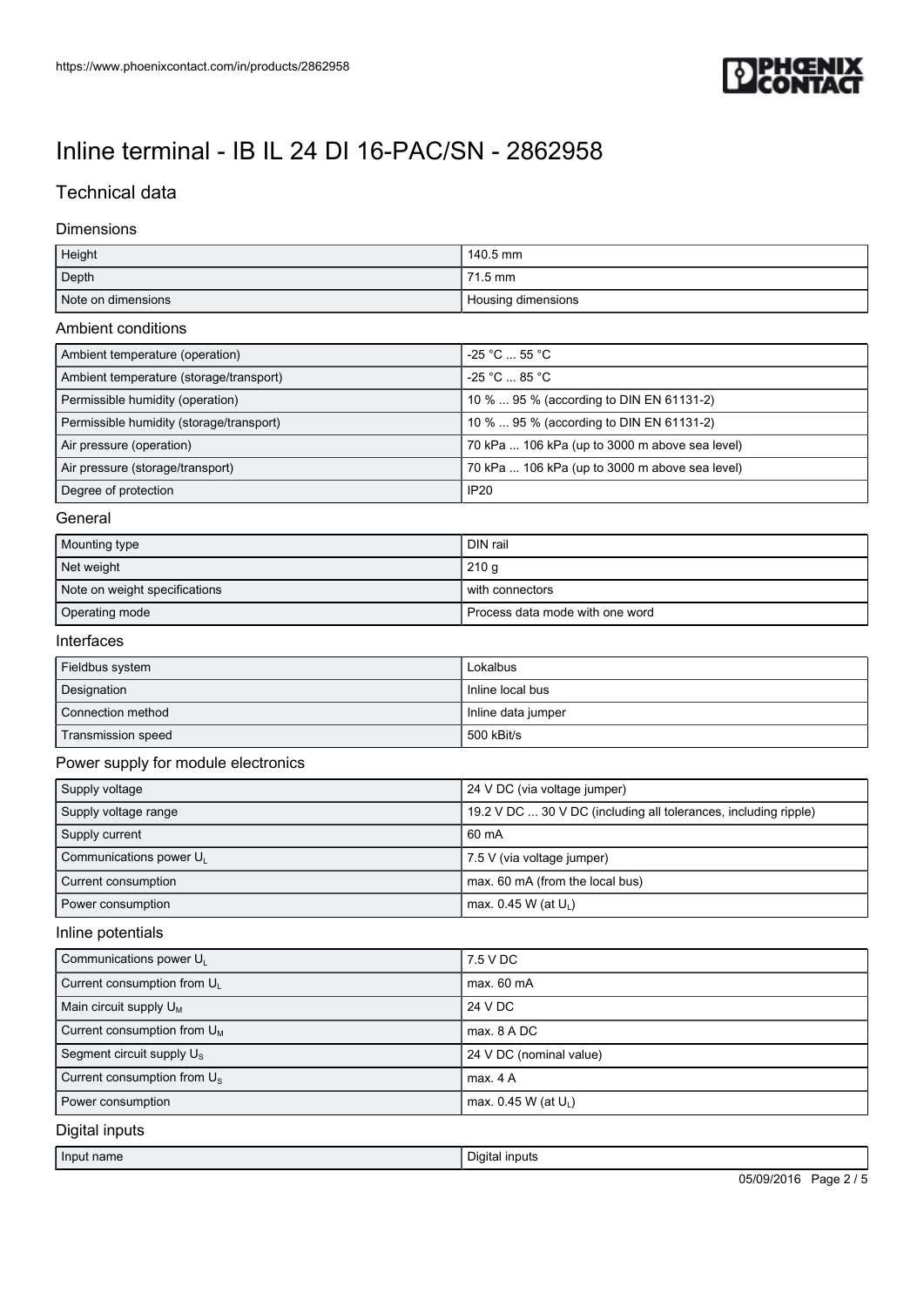# Inline terminal - IB IL 24 DI 16-PAC/SN - 2862958

## Technical data

### Dimensions

| | |
|---|---|
| Height | 140.5 mm |
| Depth | 71.5 mm |
| Note on dimensions | Housing dimensions |

### Ambient conditions

| | |
|---|---|
| Ambient temperature (operation) | -25 °C ... 55 °C |
| Ambient temperature (storage/transport) | -25 °C ... 85 °C |
| Permissible humidity (operation) | 10 % ... 95 % (according to DIN EN 61131-2) |
| Permissible humidity (storage/transport) | 10 % ... 95 % (according to DIN EN 61131-2) |
| Air pressure (operation) | 70 kPa ... 106 kPa (up to 3000 m above sea level) |
| Air pressure (storage/transport) | 70 kPa ... 106 kPa (up to 3000 m above sea level) |
| Degree of protection | IP20 |

### General

| | |
|---|---|
| Mounting type | DIN rail |
| Net weight | 210 g |
| Note on weight specifications | with connectors |
| Operating mode | Process data mode with one word |

### Interfaces

| | |
|---|---|
| Fieldbus system | Lokalbus |
| Designation | Inline local bus |
| Connection method | Inline data jumper |
| Transmission speed | 500 kBit/s |

### Power supply for module electronics

| | |
|---|---|
| Supply voltage | 24 V DC (via voltage jumper) |
| Supply voltage range | 19.2 V DC ... 30 V DC (including all tolerances, including ripple) |
| Supply current | 60 mA |
| Communications power $U_L$ | 7.5 V (via voltage jumper) |
| Current consumption | max. 60 mA (from the local bus) |
| Power consumption | max. 0.45 W (at $U_L$) |

### Inline potentials

| | |
|---|---|
| Communications power $U_L$ | 7.5 V DC |
| Current consumption from $U_L$ | max. 60 mA |
| Main circuit supply $U_M$ | 24 V DC |
| Current consumption from $U_M$ | max. 8 A DC |
| Segment circuit supply $U_S$ | 24 V DC (nominal value) |
| Current consumption from $U_S$ | max. 4 A |
| Power consumption | max. 0.45 W (at $U_L$) |

### Digital inputs

| | |
|---|---|
| Input name | Digital inputs |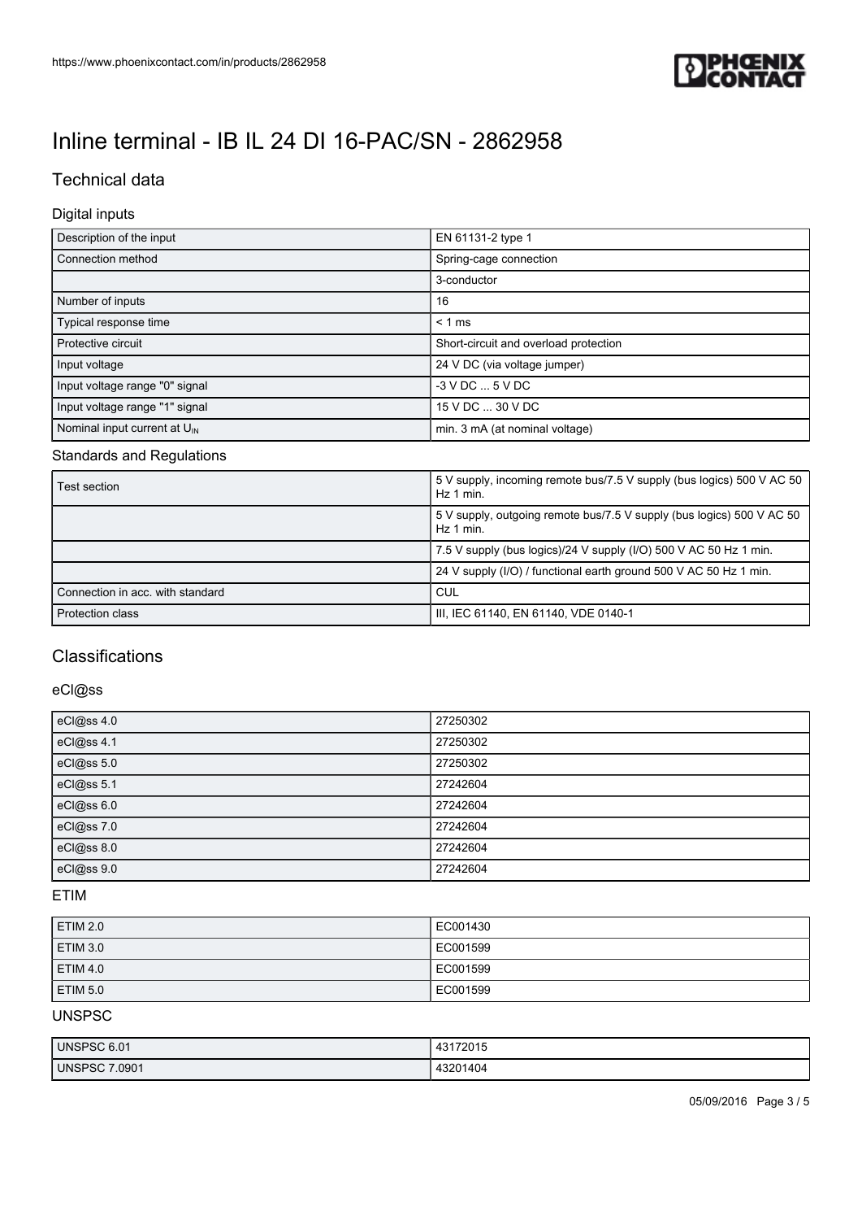# Inline terminal - IB IL 24 DI 16-PAC/SN - 2862958

## Technical data

### Digital inputs

| | |
|---|---|
| Description of the input | EN 61131-2 type 1 |
| Connection method | Spring-cage connection |
| | 3-conductor |
| Number of inputs | 16 |
| Typical response time | < 1 ms |
| Protective circuit | Short-circuit and overload protection |
| Input voltage | 24 V DC (via voltage jumper) |
| Input voltage range "0" signal | -3 V DC ... 5 V DC |
| Input voltage range "1" signal | 15 V DC ... 30 V DC |
| Nominal input current at $U_{IN}$ | min. 3 mA (at nominal voltage) |

### Standards and Regulations

| | |
|---|---|
| Test section | 5 V supply, incoming remote bus/7.5 V supply (bus logics) 500 V AC 50 Hz 1 min. |
| | 5 V supply, outgoing remote bus/7.5 V supply (bus logics) 500 V AC 50 Hz 1 min. |
| | 7.5 V supply (bus logics)/24 V supply (I/O) 500 V AC 50 Hz 1 min. |
| | 24 V supply (I/O) / functional earth ground 500 V AC 50 Hz 1 min. |
| Connection in acc. with standard | CUL |
| Protection class | III, IEC 61140, EN 61140, VDE 0140-1 |

## Classifications

### eCl@ss

| | |
|---|---|
| eCl@ss 4.0 | 27250302 |
| eCl@ss 4.1 | 27250302 |
| eCl@ss 5.0 | 27250302 |
| eCl@ss 5.1 | 27242604 |
| eCl@ss 6.0 | 27242604 |
| eCl@ss 7.0 | 27242604 |
| eCl@ss 8.0 | 27242604 |
| eCl@ss 9.0 | 27242604 |

### ETIM

| | |
|---|---|
| ETIM 2.0 | EC001430 |
| ETIM 3.0 | EC001599 |
| ETIM 4.0 | EC001599 |
| ETIM 5.0 | EC001599 |

### UNSPSC

| | |
|---|---|
| UNSPSC 6.01 | 43172015 |
| UNSPSC 7.0901 | 43201404 |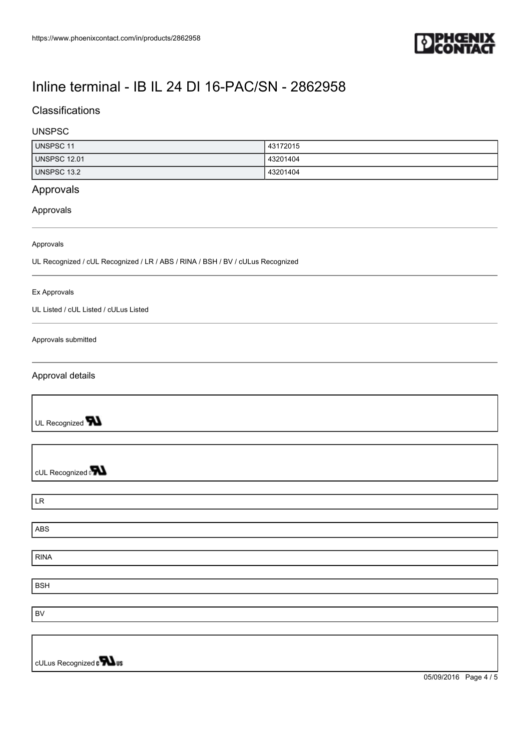# Inline terminal - IB IL 24 DI 16-PAC/SN - 2862958

## Classifications

### UNSPSC

| UNSPSC 11 | 43172015 |
|---|---|
| UNSPSC 12.01 | 43201404 |
| UNSPSC 13.2 | 43201404 |

## Approvals

### Approvals

Approvals

UL Recognized / cUL Recognized / LR / ABS / RINA / BSH / BV / cULus Recognized

Ex Approvals

UL Listed / cUL Listed / cULus Listed

Approvals submitted

### Approval details

UL Recognized

cUL Recognized

LR

ABS

RINA

BSH

BV

cULus Recognized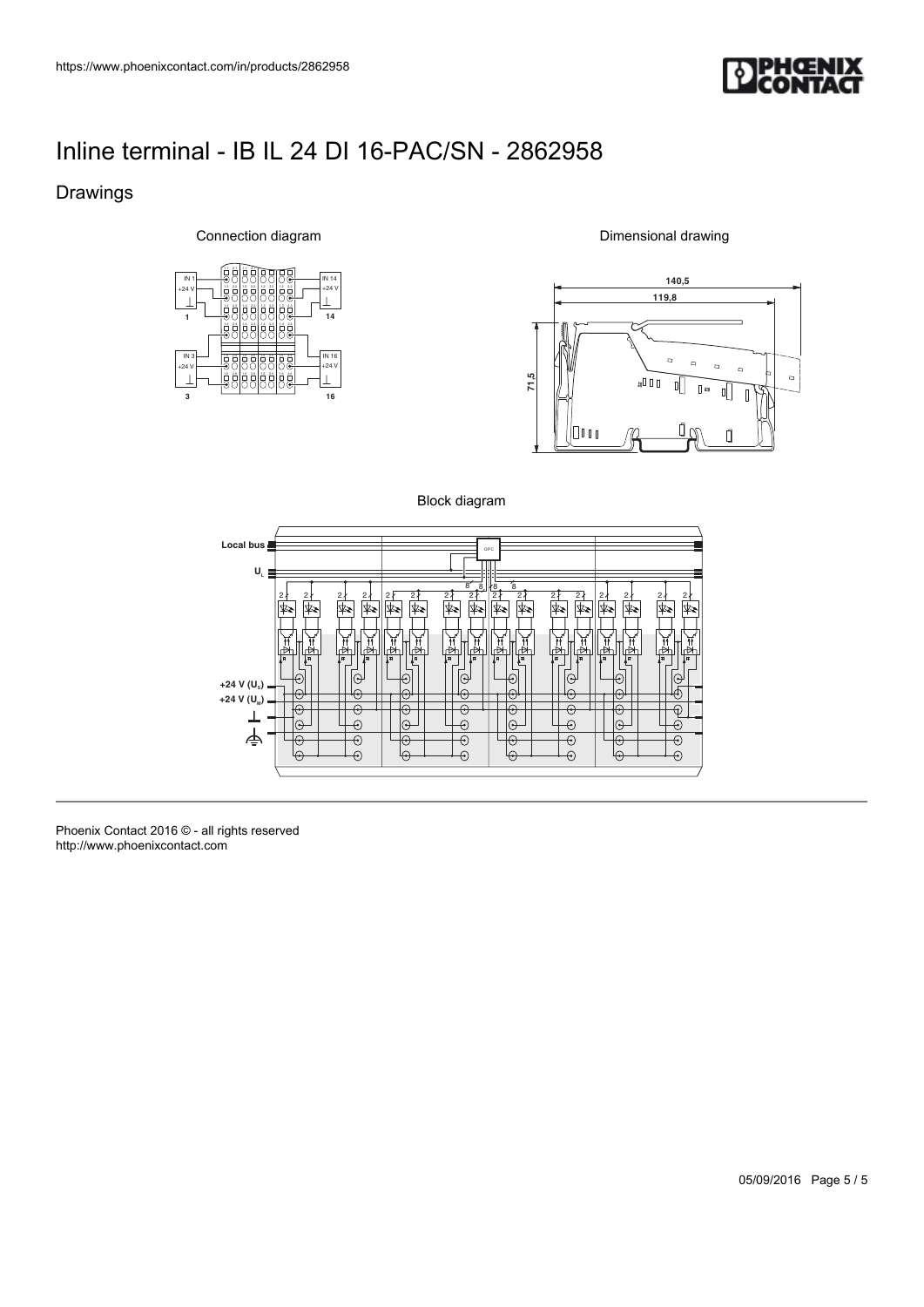# Inline terminal - IB IL 24 DI 16-PAC/SN - 2862958

## Drawings

Connection diagram

IN 1
+24 V
1

IN 3
+24 V
3

IN 14
+24 V
14

IN 16
+24 V
16

Dimensional drawing

140,5
119,8
71,5

Block diagram

Local bus
$U_L$
OPC
8
8
8
8
2
+24 V ($U_S$)
+24 V ($U_M$)

Phoenix Contact 2016 © - all rights reserved
http://www.phoenixcontact.com